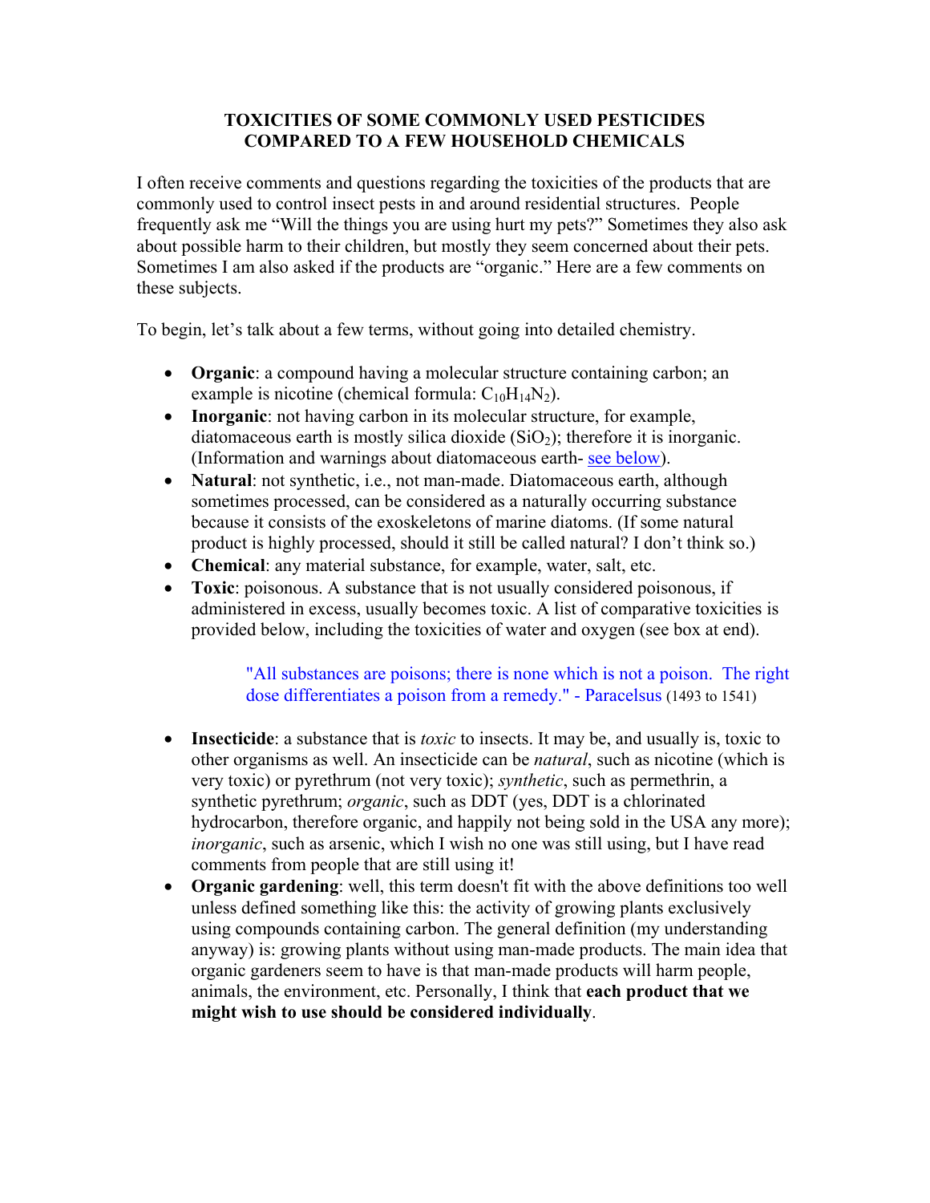# TOXICITIES OF SOME COMMONLY USED PESTICIDES COMPARED TO A FEW HOUSEHOLD CHEMICALS

I often receive comments and questions regarding the toxicities of the products that are commonly used to control insect pests in and around residential structures. People frequently ask me "Will the things you are using hurt my pets?" Sometimes they also ask about possible harm to their children, but mostly they seem concerned about their pets. Sometimes I am also asked if the products are "organic." Here are a few comments on these subjects.

To begin, let's talk about a few terms, without going into detailed chemistry.

- **Organic**: a compound having a molecular structure containing carbon; an example is nicotine (chemical formula: $C_{10}H_{14}N_2$).
- **Inorganic**: not having carbon in its molecular structure, for example, diatomaceous earth is mostly silica dioxide ($SiO_2$); therefore it is inorganic. (Information and warnings about diatomaceous earth- see below).
- **Natural**: not synthetic, i.e., not man-made. Diatomaceous earth, although sometimes processed, can be considered as a naturally occurring substance because it consists of the exoskeletons of marine diatoms. (If some natural product is highly processed, should it still be called natural? I don't think so.)
- **Chemical**: any material substance, for example, water, salt, etc.
- **Toxic**: poisonous. A substance that is not usually considered poisonous, if administered in excess, usually becomes toxic. A list of comparative toxicities is provided below, including the toxicities of water and oxygen (see box at end).

> "All substances are poisons; there is none which is not a poison. The right dose differentiates a poison from a remedy." - Paracelsus (1493 to 1541)

- **Insecticide**: a substance that is *toxic* to insects. It may be, and usually is, toxic to other organisms as well. An insecticide can be *natural*, such as nicotine (which is very toxic) or pyrethrum (not very toxic); *synthetic*, such as permethrin, a synthetic pyrethrum; *organic*, such as DDT (yes, DDT is a chlorinated hydrocarbon, therefore organic, and happily not being sold in the USA any more); *inorganic*, such as arsenic, which I wish no one was still using, but I have read comments from people that are still using it!
- **Organic gardening**: well, this term doesn't fit with the above definitions too well unless defined something like this: the activity of growing plants exclusively using compounds containing carbon. The general definition (my understanding anyway) is: growing plants without using man-made products. The main idea that organic gardeners seem to have is that man-made products will harm people, animals, the environment, etc. Personally, I think that **each product that we might wish to use should be considered individually**.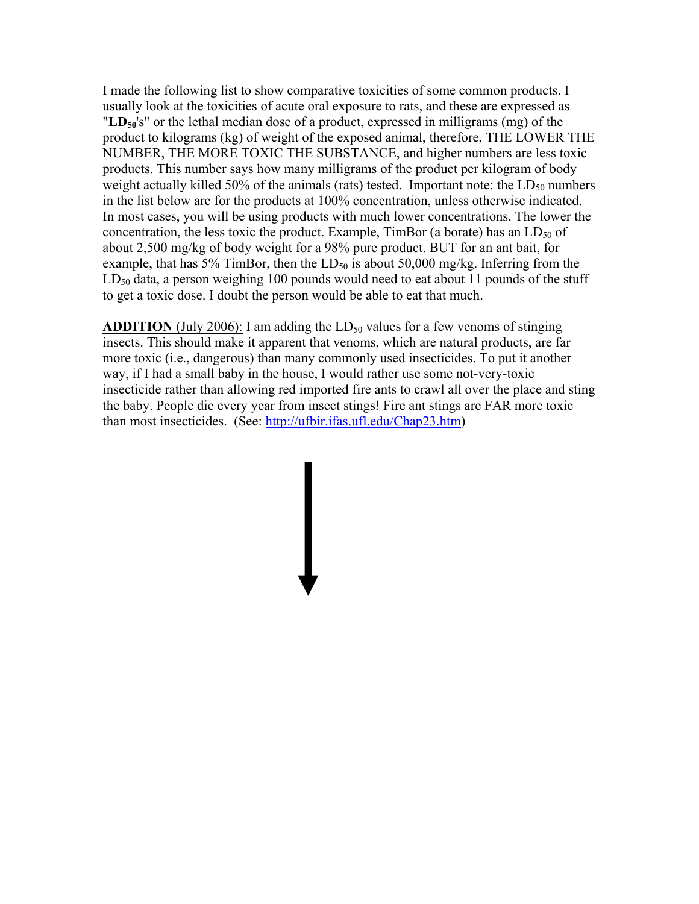I made the following list to show comparative toxicities of some common products. I usually look at the toxicities of acute oral exposure to rats, and these are expressed as "**$LD_{50}$**'s" or the lethal median dose of a product, expressed in milligrams (mg) of the product to kilograms (kg) of weight of the exposed animal, therefore, THE LOWER THE NUMBER, THE MORE TOXIC THE SUBSTANCE, and higher numbers are less toxic products. This number says how many milligrams of the product per kilogram of body weight actually killed 50% of the animals (rats) tested. Important note: the $LD_{50}$ numbers in the list below are for the products at 100% concentration, unless otherwise indicated. In most cases, you will be using products with much lower concentrations. The lower the concentration, the less toxic the product. Example, TimBor (a borate) has an $LD_{50}$ of about 2,500 mg/kg of body weight for a 98% pure product. BUT for an ant bait, for example, that has 5% TimBor, then the $LD_{50}$ is about 50,000 mg/kg. Inferring from the $LD_{50}$ data, a person weighing 100 pounds would need to eat about 11 pounds of the stuff to get a toxic dose. I doubt the person would be able to eat that much.

<u>**ADDITION** (July 2006):</u> I am adding the $LD_{50}$ values for a few venoms of stinging insects. This should make it apparent that venoms, which are natural products, are far more toxic (i.e., dangerous) than many commonly used insecticides. To put it another way, if I had a small baby in the house, I would rather use some not-very-toxic insecticide rather than allowing red imported fire ants to crawl all over the place and sting the baby. People die every year from insect stings! Fire ant stings are FAR more toxic than most insecticides. (See: http://ufbir.ifas.ufl.edu/Chap23.htm)

↓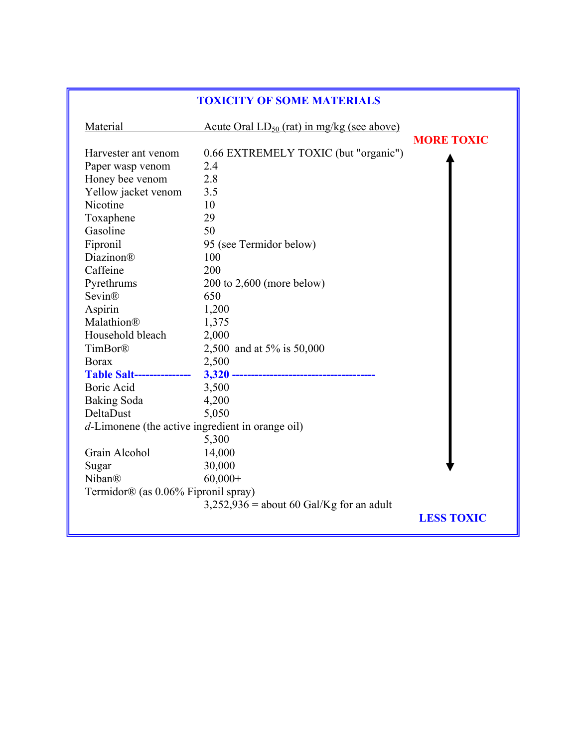## TOXICITY OF SOME MATERIALS

| Material | Acute Oral $LD_{50}$ (rat) in mg/kg (see above) |
|---|---|
| Harvester ant venom | 0.66 EXTREMELY TOXIC (but "organic") |
| Paper wasp venom | 2.4 |
| Honey bee venom | 2.8 |
| Yellow jacket venom | 3.5 |
| Nicotine | 10 |
| Toxaphene | 29 |
| Gasoline | 50 |
| Fipronil | 95 (see Termidor below) |
| Diazinon® | 100 |
| Caffeine | 200 |
| Pyrethrums | 200 to 2,600 (more below) |
| Sevin® | 650 |
| Aspirin | 1,200 |
| Malathion® | 1,375 |
| Household bleach | 2,000 |
| TimBor® | 2,500 and at 5% is 50,000 |
| Borax | 2,500 |
| **Table Salt---------------** | **3,320 --------------------------------------** |
| Boric Acid | 3,500 |
| Baking Soda | 4,200 |
| DeltaDust | 5,050 |
| *d*-Limonene (the active ingredient in orange oil) | 5,300 |
| Grain Alcohol | 14,000 |
| Sugar | 30,000 |
| Niban® | 60,000+ |
| Termidor® (as 0.06% Fipronil spray) | 3,252,936 = about 60 Gal/Kg for an adult |

MORE TOXIC ↑ ↓ LESS TOXIC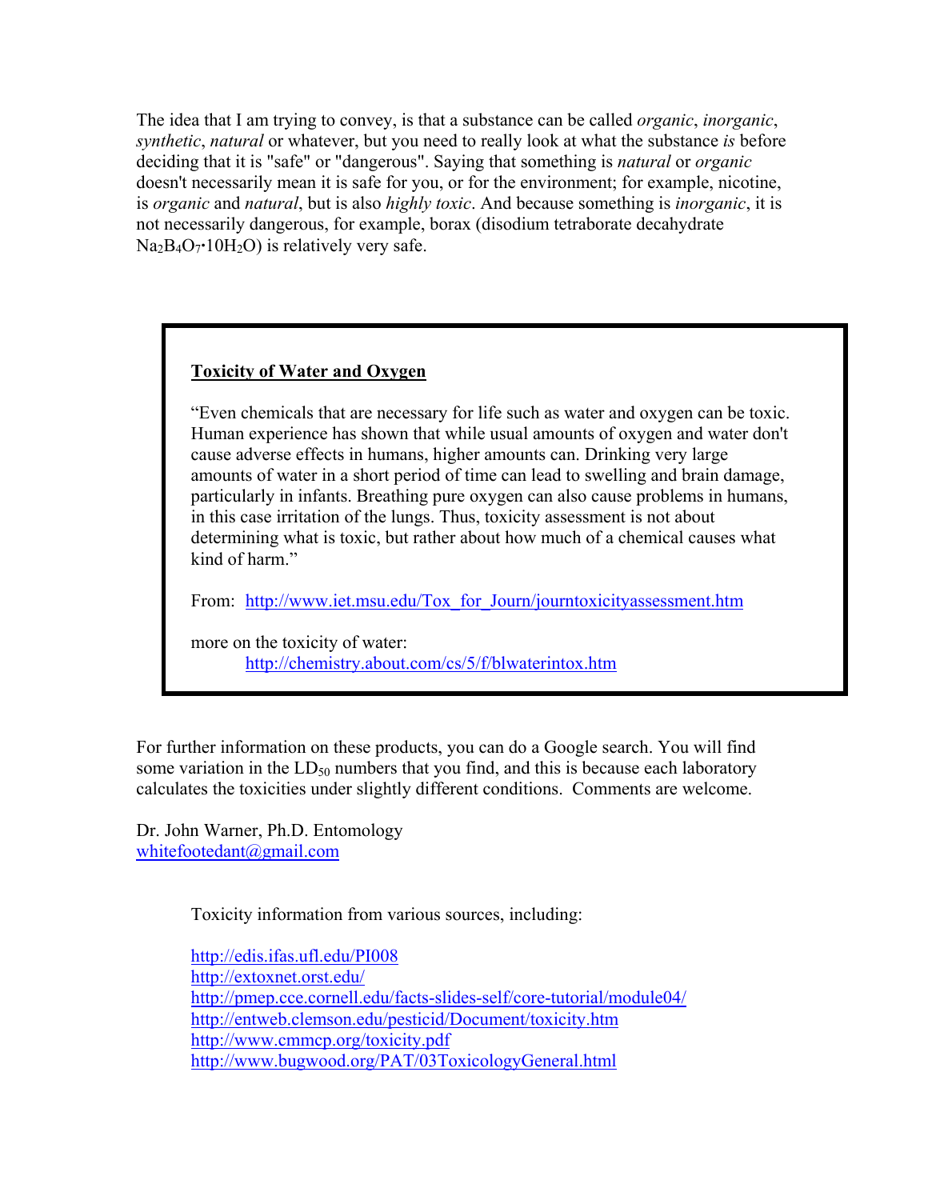The idea that I am trying to convey, is that a substance can be called *organic*, *inorganic*, *synthetic*, *natural* or whatever, but you need to really look at what the substance *is* before deciding that it is "safe" or "dangerous". Saying that something is *natural* or *organic* doesn't necessarily mean it is safe for you, or for the environment; for example, nicotine, is *organic* and *natural*, but is also *highly toxic*. And because something is *inorganic*, it is not necessarily dangerous, for example, borax (disodium tetraborate decahydrate $Na_2B_4O_7{\cdot}10H_2O$) is relatively very safe.

> **Toxicity of Water and Oxygen**
>
> "Even chemicals that are necessary for life such as water and oxygen can be toxic. Human experience has shown that while usual amounts of oxygen and water don't cause adverse effects in humans, higher amounts can. Drinking very large amounts of water in a short period of time can lead to swelling and brain damage, particularly in infants. Breathing pure oxygen can also cause problems in humans, in this case irritation of the lungs. Thus, toxicity assessment is not about determining what is toxic, but rather about how much of a chemical causes what kind of harm."
>
> From: http://www.iet.msu.edu/Tox_for_Journ/journtoxicityassessment.htm
>
> more on the toxicity of water:
> http://chemistry.about.com/cs/5/f/blwaterintox.htm

For further information on these products, you can do a Google search. You will find some variation in the $LD_{50}$ numbers that you find, and this is because each laboratory calculates the toxicities under slightly different conditions. Comments are welcome.

Dr. John Warner, Ph.D. Entomology
whitefootedant@gmail.com

Toxicity information from various sources, including:

http://edis.ifas.ufl.edu/PI008
http://extoxnet.orst.edu/
http://pmep.cce.cornell.edu/facts-slides-self/core-tutorial/module04/
http://entweb.clemson.edu/pesticid/Document/toxicity.htm
http://www.cmmcp.org/toxicity.pdf
http://www.bugwood.org/PAT/03ToxicologyGeneral.html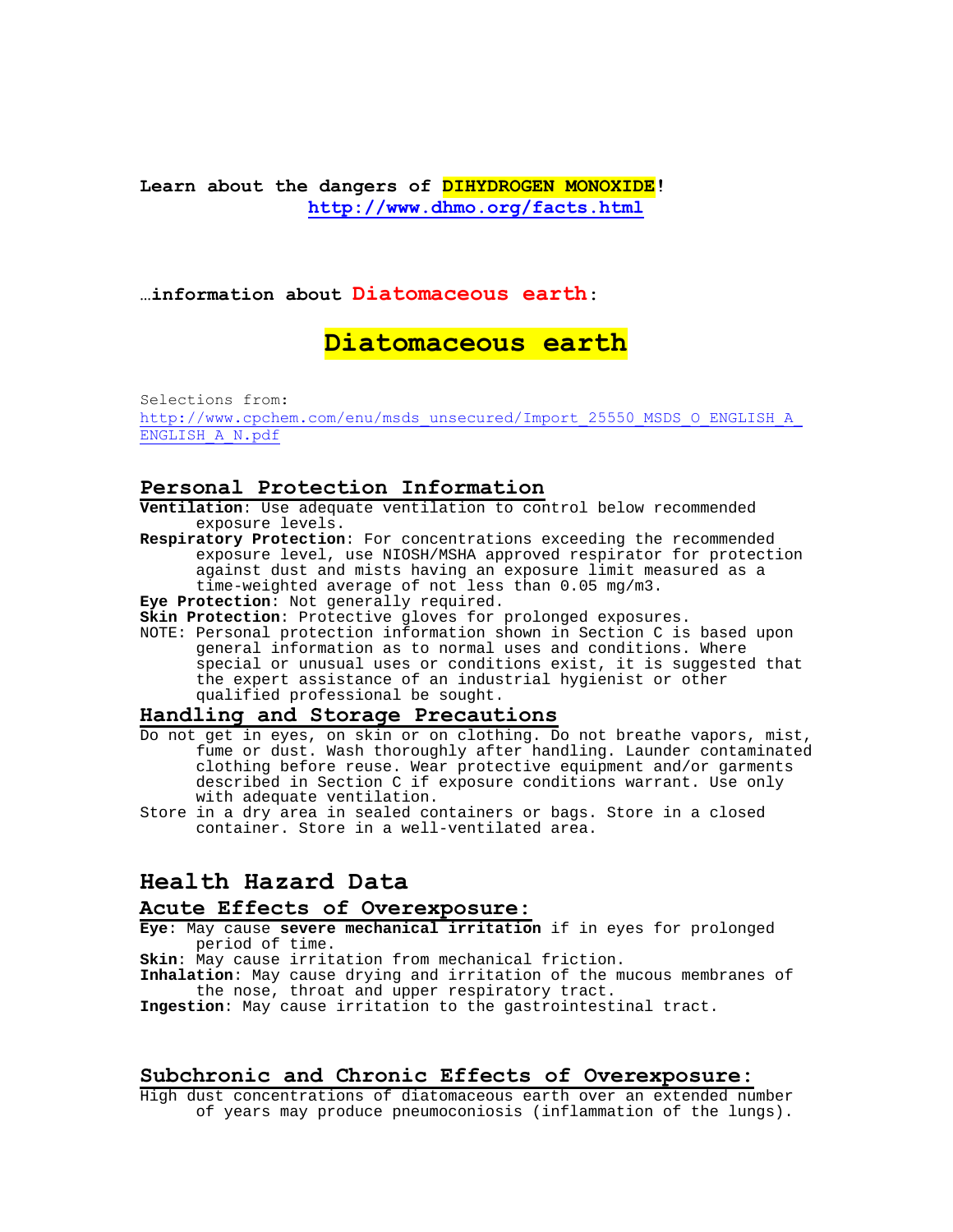**Learn about the dangers of DIHYDROGEN MONOXIDE!**
**http://www.dhmo.org/facts.html**

…**information about Diatomaceous earth:**

# Diatomaceous earth

Selections from:
http://www.cpchem.com/enu/msds_unsecured/Import_25550_MSDS_O_ENGLISH_A_ENGLISH_A_N.pdf

## Personal Protection Information

**Ventilation**: Use adequate ventilation to control below recommended exposure levels.
**Respiratory Protection**: For concentrations exceeding the recommended exposure level, use NIOSH/MSHA approved respirator for protection against dust and mists having an exposure limit measured as a time-weighted average of not less than 0.05 mg/m3.
**Eye Protection**: Not generally required.
**Skin Protection**: Protective gloves for prolonged exposures.
NOTE: Personal protection information shown in Section C is based upon general information as to normal uses and conditions. Where special or unusual uses or conditions exist, it is suggested that the expert assistance of an industrial hygienist or other qualified professional be sought.

## Handling and Storage Precautions

Do not get in eyes, on skin or on clothing. Do not breathe vapors, mist, fume or dust. Wash thoroughly after handling. Launder contaminated clothing before reuse. Wear protective equipment and/or garments described in Section C if exposure conditions warrant. Use only with adequate ventilation.
Store in a dry area in sealed containers or bags. Store in a closed container. Store in a well-ventilated area.

# Health Hazard Data

## Acute Effects of Overexposure:

**Eye**: May cause **severe mechanical irritation** if in eyes for prolonged period of time.
**Skin**: May cause irritation from mechanical friction.
**Inhalation**: May cause drying and irritation of the mucous membranes of the nose, throat and upper respiratory tract.
**Ingestion**: May cause irritation to the gastrointestinal tract.

## Subchronic and Chronic Effects of Overexposure:

High dust concentrations of diatomaceous earth over an extended number of years may produce pneumoconiosis (inflammation of the lungs).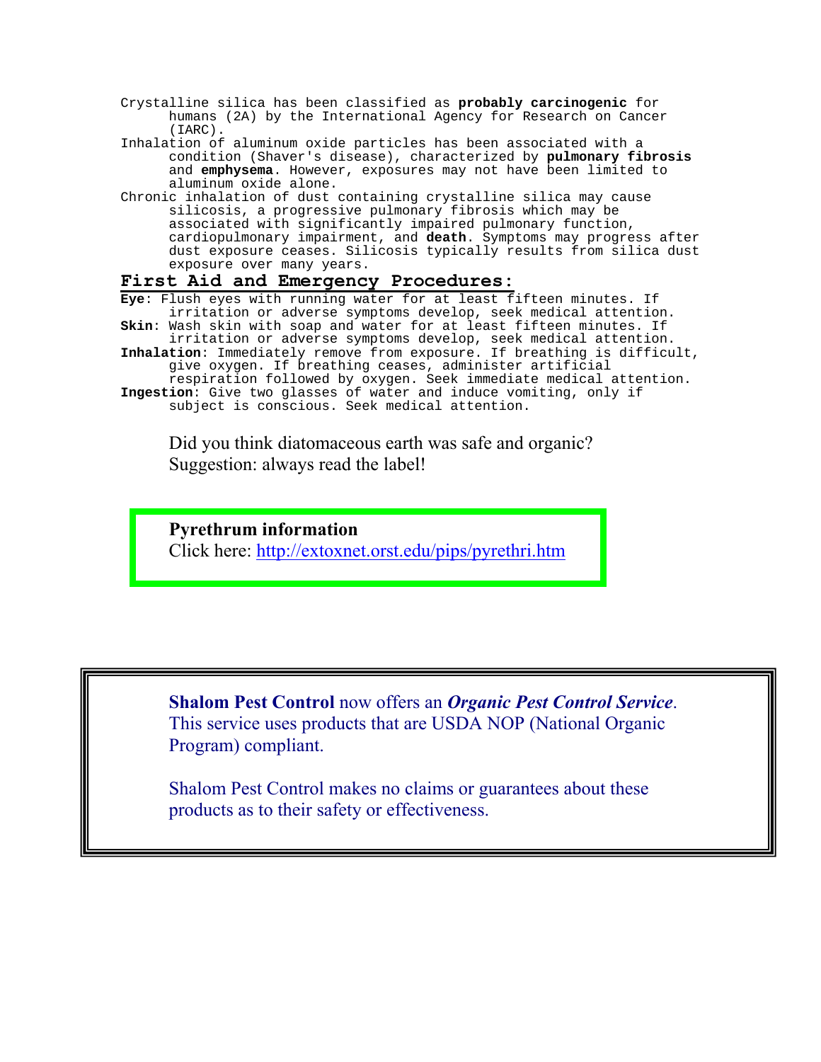Crystalline silica has been classified as **probably carcinogenic** for humans (2A) by the International Agency for Research on Cancer (IARC).

Inhalation of aluminum oxide particles has been associated with a condition (Shaver's disease), characterized by **pulmonary fibrosis** and **emphysema**. However, exposures may not have been limited to aluminum oxide alone.

Chronic inhalation of dust containing crystalline silica may cause silicosis, a progressive pulmonary fibrosis which may be associated with significantly impaired pulmonary function, cardiopulmonary impairment, and **death**. Symptoms may progress after dust exposure ceases. Silicosis typically results from silica dust exposure over many years.

## First Aid and Emergency Procedures:

**Eye**: Flush eyes with running water for at least fifteen minutes. If irritation or adverse symptoms develop, seek medical attention.

**Skin**: Wash skin with soap and water for at least fifteen minutes. If irritation or adverse symptoms develop, seek medical attention.

**Inhalation**: Immediately remove from exposure. If breathing is difficult, give oxygen. If breathing ceases, administer artificial respiration followed by oxygen. Seek immediate medical attention.

**Ingestion**: Give two glasses of water and induce vomiting, only if subject is conscious. Seek medical attention.

Did you think diatomaceous earth was safe and organic?
Suggestion: always read the label!

**Pyrethrum information**
Click here: http://extoxnet.orst.edu/pips/pyrethri.htm

**Shalom Pest Control** now offers an ***Organic Pest Control Service***. This service uses products that are USDA NOP (National Organic Program) compliant.

Shalom Pest Control makes no claims or guarantees about these products as to their safety or effectiveness.